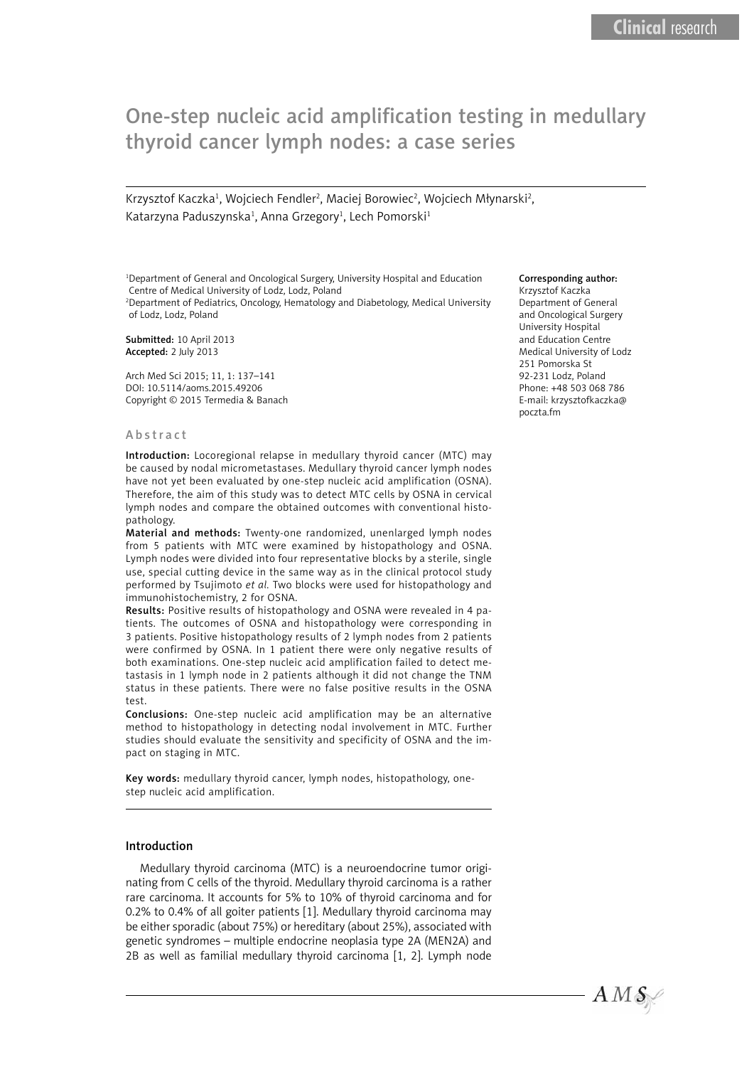# One-step nucleic acid amplification testing in medullary thyroid cancer lymph nodes: a case series

Krzysztof Kaczka[1], Wojciech Fendler[2], Maciej Borowiec[2], Wojciech Młynarski[2], Katarzyna Paduszynska[1], Anna Grzegory[1], Lech Pomorski[1]

[1]Department of General and Oncological Surgery, University Hospital and Education Centre of Medical University of Lodz, Lodz, Poland
[2]Department of Pediatrics, Oncology, Hematology and Diabetology, Medical University of Lodz, Lodz, Poland

**Submitted:** 10 April 2013
**Accepted:** 2 July 2013

Arch Med Sci 2015; 11, 1: 137–141
DOI: 10.5114/aoms.2015.49206
Copyright © 2015 Termedia & Banach

**Corresponding author:**
Krzysztof Kaczka
Department of General and Oncological Surgery
University Hospital and Education Centre
Medical University of Lodz
251 Pomorska St
92-231 Lodz, Poland
Phone: +48 503 068 786
E-mail: krzysztofkaczka@poczta.fm

## Abstract

**Introduction:** Locoregional relapse in medullary thyroid cancer (MTC) may be caused by nodal micrometastases. Medullary thyroid cancer lymph nodes have not yet been evaluated by one-step nucleic acid amplification (OSNA). Therefore, the aim of this study was to detect MTC cells by OSNA in cervical lymph nodes and compare the obtained outcomes with conventional histopathology.

**Material and methods:** Twenty-one randomized, unenlarged lymph nodes from 5 patients with MTC were examined by histopathology and OSNA. Lymph nodes were divided into four representative blocks by a sterile, single use, special cutting device in the same way as in the clinical protocol study performed by Tsujimoto *et al.* Two blocks were used for histopathology and immunohistochemistry, 2 for OSNA.

**Results:** Positive results of histopathology and OSNA were revealed in 4 patients. The outcomes of OSNA and histopathology were corresponding in 3 patients. Positive histopathology results of 2 lymph nodes from 2 patients were confirmed by OSNA. In 1 patient there were only negative results of both examinations. One-step nucleic acid amplification failed to detect metastasis in 1 lymph node in 2 patients although it did not change the TNM status in these patients. There were no false positive results in the OSNA test.

**Conclusions:** One-step nucleic acid amplification may be an alternative method to histopathology in detecting nodal involvement in MTC. Further studies should evaluate the sensitivity and specificity of OSNA and the impact on staging in MTC.

**Key words:** medullary thyroid cancer, lymph nodes, histopathology, one-step nucleic acid amplification.

## Introduction

Medullary thyroid carcinoma (MTC) is a neuroendocrine tumor originating from C cells of the thyroid. Medullary thyroid carcinoma is a rather rare carcinoma. It accounts for 5% to 10% of thyroid carcinoma and for 0.2% to 0.4% of all goiter patients [1]. Medullary thyroid carcinoma may be either sporadic (about 75%) or hereditary (about 25%), associated with genetic syndromes – multiple endocrine neoplasia type 2A (MEN2A) and 2B as well as familial medullary thyroid carcinoma [1, 2]. Lymph node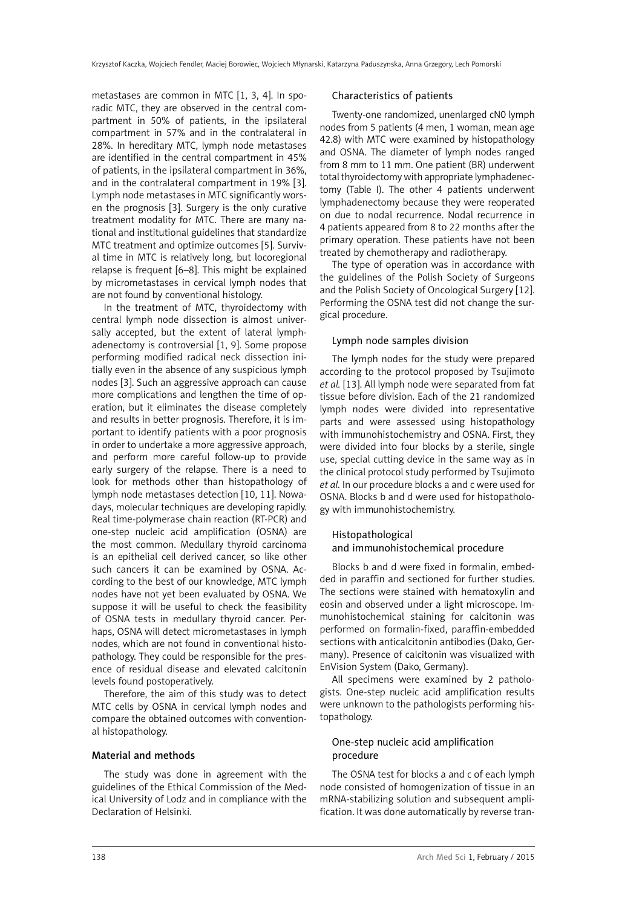metastases are common in MTC [1, 3, 4]. In sporadic MTC, they are observed in the central compartment in 50% of patients, in the ipsilateral compartment in 57% and in the contralateral in 28%. In hereditary MTC, lymph node metastases are identified in the central compartment in 45% of patients, in the ipsilateral compartment in 36%, and in the contralateral compartment in 19% [3]. Lymph node metastases in MTC significantly worsen the prognosis [3]. Surgery is the only curative treatment modality for MTC. There are many national and institutional guidelines that standardize MTC treatment and optimize outcomes [5]. Survival time in MTC is relatively long, but locoregional relapse is frequent [6–8]. This might be explained by micrometastases in cervical lymph nodes that are not found by conventional histology.

In the treatment of MTC, thyroidectomy with central lymph node dissection is almost universally accepted, but the extent of lateral lymphadenectomy is controversial [1, 9]. Some propose performing modified radical neck dissection initially even in the absence of any suspicious lymph nodes [3]. Such an aggressive approach can cause more complications and lengthen the time of operation, but it eliminates the disease completely and results in better prognosis. Therefore, it is important to identify patients with a poor prognosis in order to undertake a more aggressive approach, and perform more careful follow-up to provide early surgery of the relapse. There is a need to look for methods other than histopathology of lymph node metastases detection [10, 11]. Nowadays, molecular techniques are developing rapidly. Real time-polymerase chain reaction (RT-PCR) and one-step nucleic acid amplification (OSNA) are the most common. Medullary thyroid carcinoma is an epithelial cell derived cancer, so like other such cancers it can be examined by OSNA. According to the best of our knowledge, MTC lymph nodes have not yet been evaluated by OSNA. We suppose it will be useful to check the feasibility of OSNA tests in medullary thyroid cancer. Perhaps, OSNA will detect micrometastases in lymph nodes, which are not found in conventional histopathology. They could be responsible for the presence of residual disease and elevated calcitonin levels found postoperatively.

Therefore, the aim of this study was to detect MTC cells by OSNA in cervical lymph nodes and compare the obtained outcomes with conventional histopathology.

## Material and methods

The study was done in agreement with the guidelines of the Ethical Commission of the Medical University of Lodz and in compliance with the Declaration of Helsinki.

### Characteristics of patients

Twenty-one randomized, unenlarged cN0 lymph nodes from 5 patients (4 men, 1 woman, mean age 42.8) with MTC were examined by histopathology and OSNA. The diameter of lymph nodes ranged from 8 mm to 11 mm. One patient (BR) underwent total thyroidectomy with appropriate lymphadenectomy (Table I). The other 4 patients underwent lymphadenectomy because they were reoperated on due to nodal recurrence. Nodal recurrence in 4 patients appeared from 8 to 22 months after the primary operation. These patients have not been treated by chemotherapy and radiotherapy.

The type of operation was in accordance with the guidelines of the Polish Society of Surgeons and the Polish Society of Oncological Surgery [12]. Performing the OSNA test did not change the surgical procedure.

### Lymph node samples division

The lymph nodes for the study were prepared according to the protocol proposed by Tsujimoto *et al.* [13]. All lymph node were separated from fat tissue before division. Each of the 21 randomized lymph nodes were divided into representative parts and were assessed using histopathology with immunohistochemistry and OSNA. First, they were divided into four blocks by a sterile, single use, special cutting device in the same way as in the clinical protocol study performed by Tsujimoto *et al.* In our procedure blocks a and c were used for OSNA. Blocks b and d were used for histopathology with immunohistochemistry.

### Histopathological and immunohistochemical procedure

Blocks b and d were fixed in formalin, embedded in paraffin and sectioned for further studies. The sections were stained with hematoxylin and eosin and observed under a light microscope. Immunohistochemical staining for calcitonin was performed on formalin-fixed, paraffin-embedded sections with anticalcitonin antibodies (Dako, Germany). Presence of calcitonin was visualized with EnVision System (Dako, Germany).

All specimens were examined by 2 pathologists. One-step nucleic acid amplification results were unknown to the pathologists performing histopathology.

### One-step nucleic acid amplification procedure

The OSNA test for blocks a and c of each lymph node consisted of homogenization of tissue in an mRNA-stabilizing solution and subsequent amplification. It was done automatically by reverse tran-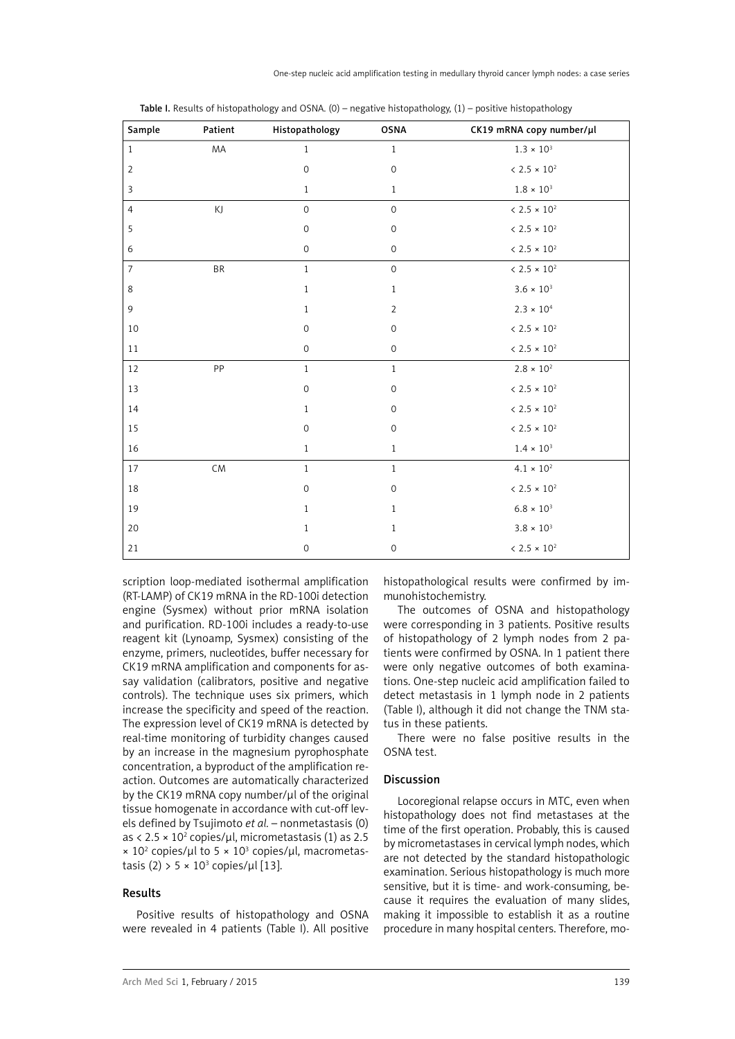Table I. Results of histopathology and OSNA. (0) – negative histopathology, (1) – positive histopathology

| Sample | Patient | Histopathology | OSNA | CK19 mRNA copy number/μl |
|---|---|---|---|---|
| 1 | MA | 1 | 1 | $1.3 \times 10^3$ |
| 2 | | 0 | 0 | $< 2.5 \times 10^2$ |
| 3 | | 1 | 1 | $1.8 \times 10^3$ |
| 4 | KJ | 0 | 0 | $< 2.5 \times 10^2$ |
| 5 | | 0 | 0 | $< 2.5 \times 10^2$ |
| 6 | | 0 | 0 | $< 2.5 \times 10^2$ |
| 7 | BR | 1 | 0 | $< 2.5 \times 10^2$ |
| 8 | | 1 | 1 | $3.6 \times 10^3$ |
| 9 | | 1 | 2 | $2.3 \times 10^4$ |
| 10 | | 0 | 0 | $< 2.5 \times 10^2$ |
| 11 | | 0 | 0 | $< 2.5 \times 10^2$ |
| 12 | PP | 1 | 1 | $2.8 \times 10^2$ |
| 13 | | 0 | 0 | $< 2.5 \times 10^2$ |
| 14 | | 1 | 0 | $< 2.5 \times 10^2$ |
| 15 | | 0 | 0 | $< 2.5 \times 10^2$ |
| 16 | | 1 | 1 | $1.4 \times 10^3$ |
| 17 | CM | 1 | 1 | $4.1 \times 10^2$ |
| 18 | | 0 | 0 | $< 2.5 \times 10^2$ |
| 19 | | 1 | 1 | $6.8 \times 10^3$ |
| 20 | | 1 | 1 | $3.8 \times 10^3$ |
| 21 | | 0 | 0 | $< 2.5 \times 10^2$ |

scription loop-mediated isothermal amplification (RT-LAMP) of CK19 mRNA in the RD-100i detection engine (Sysmex) without prior mRNA isolation and purification. RD-100i includes a ready-to-use reagent kit (Lynoamp, Sysmex) consisting of the enzyme, primers, nucleotides, buffer necessary for CK19 mRNA amplification and components for assay validation (calibrators, positive and negative controls). The technique uses six primers, which increase the specificity and speed of the reaction. The expression level of CK19 mRNA is detected by real-time monitoring of turbidity changes caused by an increase in the magnesium pyrophosphate concentration, a byproduct of the amplification reaction. Outcomes are automatically characterized by the CK19 mRNA copy number/μl of the original tissue homogenate in accordance with cut-off levels defined by Tsujimoto *et al.* – nonmetastasis (0) as $< 2.5 \times 10^2$ copies/μl, micrometastasis (1) as $2.5 \times 10^2$ copies/μl to $5 \times 10^3$ copies/μl, macrometastasis (2) $> 5 \times 10^3$ copies/μl [13].

## Results

Positive results of histopathology and OSNA were revealed in 4 patients (Table I). All positive histopathological results were confirmed by immunohistochemistry.

The outcomes of OSNA and histopathology were corresponding in 3 patients. Positive results of histopathology of 2 lymph nodes from 2 patients were confirmed by OSNA. In 1 patient there were only negative outcomes of both examinations. One-step nucleic acid amplification failed to detect metastasis in 1 lymph node in 2 patients (Table I), although it did not change the TNM status in these patients.

There were no false positive results in the OSNA test.

## Discussion

Locoregional relapse occurs in MTC, even when histopathology does not find metastases at the time of the first operation. Probably, this is caused by micrometastases in cervical lymph nodes, which are not detected by the standard histopathologic examination. Serious histopathology is much more sensitive, but it is time- and work-consuming, because it requires the evaluation of many slides, making it impossible to establish it as a routine procedure in many hospital centers. Therefore, mo-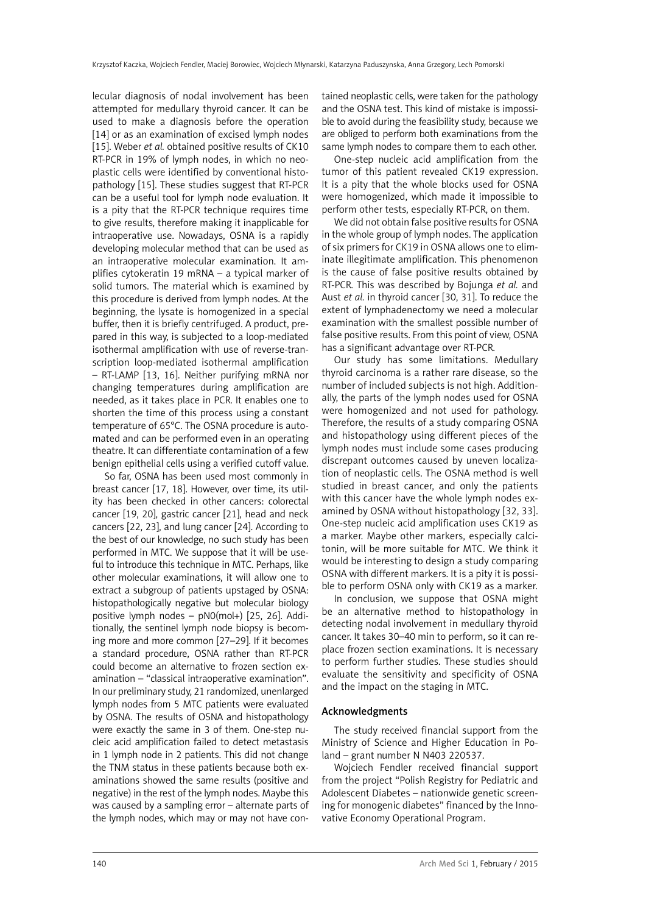lecular diagnosis of nodal involvement has been attempted for medullary thyroid cancer. It can be used to make a diagnosis before the operation [14] or as an examination of excised lymph nodes [15]. Weber *et al.* obtained positive results of CK10 RT-PCR in 19% of lymph nodes, in which no neoplastic cells were identified by conventional histopathology [15]. These studies suggest that RT-PCR can be a useful tool for lymph node evaluation. It is a pity that the RT-PCR technique requires time to give results, therefore making it inapplicable for intraoperative use. Nowadays, OSNA is a rapidly developing molecular method that can be used as an intraoperative molecular examination. It amplifies cytokeratin 19 mRNA – a typical marker of solid tumors. The material which is examined by this procedure is derived from lymph nodes. At the beginning, the lysate is homogenized in a special buffer, then it is briefly centrifuged. A product, prepared in this way, is subjected to a loop-mediated isothermal amplification with use of reverse-transcription loop-mediated isothermal amplification – RT-LAMP [13, 16]. Neither purifying mRNA nor changing temperatures during amplification are needed, as it takes place in PCR. It enables one to shorten the time of this process using a constant temperature of 65°C. The OSNA procedure is automated and can be performed even in an operating theatre. It can differentiate contamination of a few benign epithelial cells using a verified cutoff value.

So far, OSNA has been used most commonly in breast cancer [17, 18]. However, over time, its utility has been checked in other cancers: colorectal cancer [19, 20], gastric cancer [21], head and neck cancers [22, 23], and lung cancer [24]. According to the best of our knowledge, no such study has been performed in MTC. We suppose that it will be useful to introduce this technique in MTC. Perhaps, like other molecular examinations, it will allow one to extract a subgroup of patients upstaged by OSNA: histopathologically negative but molecular biology positive lymph nodes – pN0(mol+) [25, 26]. Additionally, the sentinel lymph node biopsy is becoming more and more common [27–29]. If it becomes a standard procedure, OSNA rather than RT-PCR could become an alternative to frozen section examination – "classical intraoperative examination". In our preliminary study, 21 randomized, unenlarged lymph nodes from 5 MTC patients were evaluated by OSNA. The results of OSNA and histopathology were exactly the same in 3 of them. One-step nucleic acid amplification failed to detect metastasis in 1 lymph node in 2 patients. This did not change the TNM status in these patients because both examinations showed the same results (positive and negative) in the rest of the lymph nodes. Maybe this was caused by a sampling error – alternate parts of the lymph nodes, which may or may not have contained neoplastic cells, were taken for the pathology and the OSNA test. This kind of mistake is impossible to avoid during the feasibility study, because we are obliged to perform both examinations from the same lymph nodes to compare them to each other.

One-step nucleic acid amplification from the tumor of this patient revealed CK19 expression. It is a pity that the whole blocks used for OSNA were homogenized, which made it impossible to perform other tests, especially RT-PCR, on them.

We did not obtain false positive results for OSNA in the whole group of lymph nodes. The application of six primers for CK19 in OSNA allows one to eliminate illegitimate amplification. This phenomenon is the cause of false positive results obtained by RT-PCR. This was described by Bojunga *et al.* and Aust *et al.* in thyroid cancer [30, 31]. To reduce the extent of lymphadenectomy we need a molecular examination with the smallest possible number of false positive results. From this point of view, OSNA has a significant advantage over RT-PCR.

Our study has some limitations. Medullary thyroid carcinoma is a rather rare disease, so the number of included subjects is not high. Additionally, the parts of the lymph nodes used for OSNA were homogenized and not used for pathology. Therefore, the results of a study comparing OSNA and histopathology using different pieces of the lymph nodes must include some cases producing discrepant outcomes caused by uneven localization of neoplastic cells. The OSNA method is well studied in breast cancer, and only the patients with this cancer have the whole lymph nodes examined by OSNA without histopathology [32, 33]. One-step nucleic acid amplification uses CK19 as a marker. Maybe other markers, especially calcitonin, will be more suitable for MTC. We think it would be interesting to design a study comparing OSNA with different markers. It is a pity it is possible to perform OSNA only with CK19 as a marker.

In conclusion, we suppose that OSNA might be an alternative method to histopathology in detecting nodal involvement in medullary thyroid cancer. It takes 30–40 min to perform, so it can replace frozen section examinations. It is necessary to perform further studies. These studies should evaluate the sensitivity and specificity of OSNA and the impact on the staging in MTC.

## Acknowledgments

The study received financial support from the Ministry of Science and Higher Education in Poland – grant number N N403 220537.

Wojciech Fendler received financial support from the project "Polish Registry for Pediatric and Adolescent Diabetes – nationwide genetic screening for monogenic diabetes" financed by the Innovative Economy Operational Program.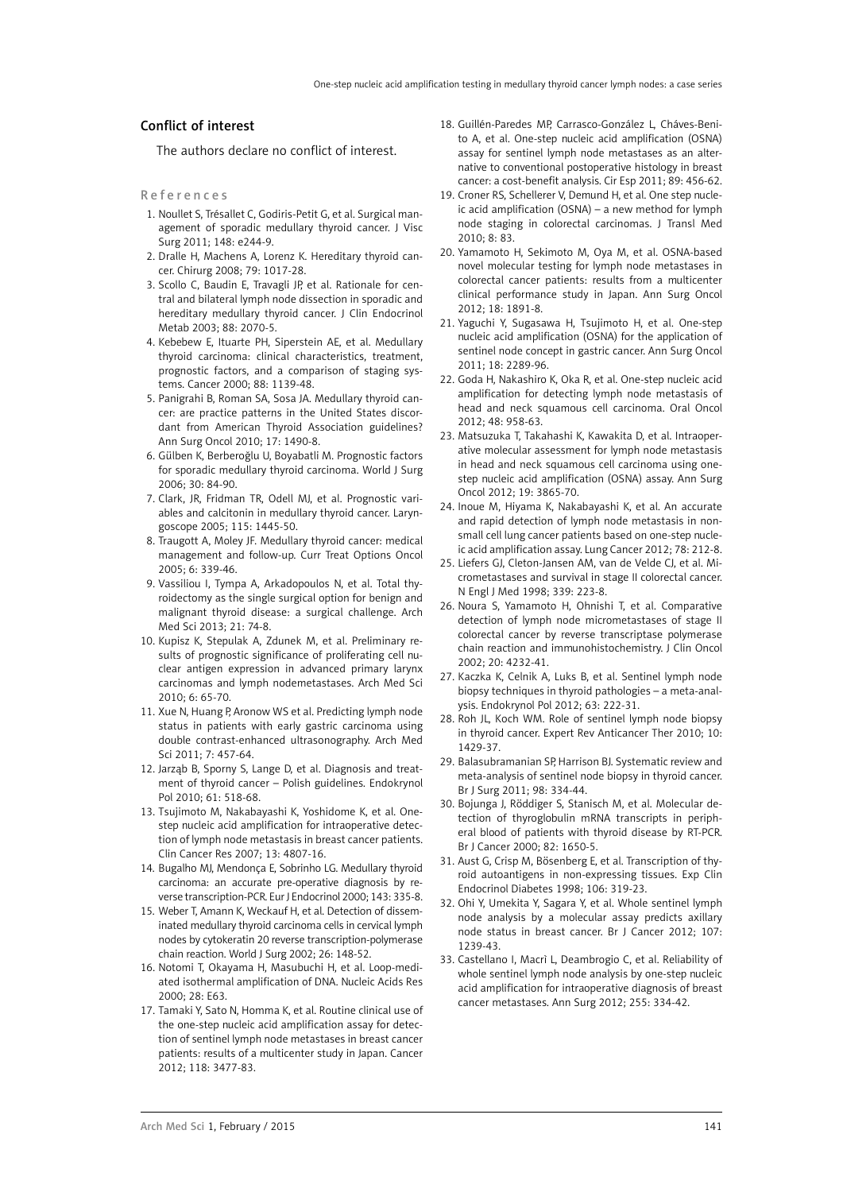## Conflict of interest

The authors declare no conflict of interest.

## References

1. Noullet S, Trésallet C, Godiris-Petit G, et al. Surgical management of sporadic medullary thyroid cancer. J Visc Surg 2011; 148: e244-9.
2. Dralle H, Machens A, Lorenz K. Hereditary thyroid cancer. Chirurg 2008; 79: 1017-28.
3. Scollo C, Baudin E, Travagli JP, et al. Rationale for central and bilateral lymph node dissection in sporadic and hereditary medullary thyroid cancer. J Clin Endocrinol Metab 2003; 88: 2070-5.
4. Kebebew E, Ituarte PH, Siperstein AE, et al. Medullary thyroid carcinoma: clinical characteristics, treatment, prognostic factors, and a comparison of staging systems. Cancer 2000; 88: 1139-48.
5. Panigrahi B, Roman SA, Sosa JA. Medullary thyroid cancer: are practice patterns in the United States discordant from American Thyroid Association guidelines? Ann Surg Oncol 2010; 17: 1490-8.
6. Gülben K, Berberoğlu U, Boyabatli M. Prognostic factors for sporadic medullary thyroid carcinoma. World J Surg 2006; 30: 84-90.
7. Clark, JR, Fridman TR, Odell MJ, et al. Prognostic variables and calcitonin in medullary thyroid cancer. Laryngoscope 2005; 115: 1445-50.
8. Traugott A, Moley JF. Medullary thyroid cancer: medical management and follow-up. Curr Treat Options Oncol 2005; 6: 339-46.
9. Vassiliou I, Tympa A, Arkadopoulos N, et al. Total thyroidectomy as the single surgical option for benign and malignant thyroid disease: a surgical challenge. Arch Med Sci 2013; 21: 74-8.
10. Kupisz K, Stepulak A, Zdunek M, et al. Preliminary results of prognostic significance of proliferating cell nuclear antigen expression in advanced primary larynx carcinomas and lymph nodemetastases. Arch Med Sci 2010; 6: 65-70.
11. Xue N, Huang P, Aronow WS et al. Predicting lymph node status in patients with early gastric carcinoma using double contrast-enhanced ultrasonography. Arch Med Sci 2011; 7: 457-64.
12. Jarząb B, Sporny S, Lange D, et al. Diagnosis and treatment of thyroid cancer – Polish guidelines. Endokrynol Pol 2010; 61: 518-68.
13. Tsujimoto M, Nakabayashi K, Yoshidome K, et al. One-step nucleic acid amplification for intraoperative detection of lymph node metastasis in breast cancer patients. Clin Cancer Res 2007; 13: 4807-16.
14. Bugalho MJ, Mendonça E, Sobrinho LG. Medullary thyroid carcinoma: an accurate pre-operative diagnosis by reverse transcription-PCR. Eur J Endocrinol 2000; 143: 335-8.
15. Weber T, Amann K, Weckauf H, et al. Detection of disseminated medullary thyroid carcinoma cells in cervical lymph nodes by cytokeratin 20 reverse transcription-polymerase chain reaction. World J Surg 2002; 26: 148-52.
16. Notomi T, Okayama H, Masubuchi H, et al. Loop-mediated isothermal amplification of DNA. Nucleic Acids Res 2000; 28: E63.
17. Tamaki Y, Sato N, Homma K, et al. Routine clinical use of the one-step nucleic acid amplification assay for detection of sentinel lymph node metastases in breast cancer patients: results of a multicenter study in Japan. Cancer 2012; 118: 3477-83.
18. Guillén-Paredes MP, Carrasco-González L, Cháves-Benito A, et al. One-step nucleic acid amplification (OSNA) assay for sentinel lymph node metastases as an alternative to conventional postoperative histology in breast cancer: a cost-benefit analysis. Cir Esp 2011; 89: 456-62.
19. Croner RS, Schellerer V, Demund H, et al. One step nucleic acid amplification (OSNA) – a new method for lymph node staging in colorectal carcinomas. J Transl Med 2010; 8: 83.
20. Yamamoto H, Sekimoto M, Oya M, et al. OSNA-based novel molecular testing for lymph node metastases in colorectal cancer patients: results from a multicenter clinical performance study in Japan. Ann Surg Oncol 2012; 18: 1891-8.
21. Yaguchi Y, Sugasawa H, Tsujimoto H, et al. One-step nucleic acid amplification (OSNA) for the application of sentinel node concept in gastric cancer. Ann Surg Oncol 2011; 18: 2289-96.
22. Goda H, Nakashiro K, Oka R, et al. One-step nucleic acid amplification for detecting lymph node metastasis of head and neck squamous cell carcinoma. Oral Oncol 2012; 48: 958-63.
23. Matsuzuka T, Takahashi K, Kawakita D, et al. Intraoperative molecular assessment for lymph node metastasis in head and neck squamous cell carcinoma using one-step nucleic acid amplification (OSNA) assay. Ann Surg Oncol 2012; 19: 3865-70.
24. Inoue M, Hiyama K, Nakabayashi K, et al. An accurate and rapid detection of lymph node metastasis in non-small cell lung cancer patients based on one-step nucleic acid amplification assay. Lung Cancer 2012; 78: 212-8.
25. Liefers GJ, Cleton-Jansen AM, van de Velde CJ, et al. Micrometastases and survival in stage II colorectal cancer. N Engl J Med 1998; 339: 223-8.
26. Noura S, Yamamoto H, Ohnishi T, et al. Comparative detection of lymph node micrometastases of stage II colorectal cancer by reverse transcriptase polymerase chain reaction and immunohistochemistry. J Clin Oncol 2002; 20: 4232-41.
27. Kaczka K, Celnik A, Luks B, et al. Sentinel lymph node biopsy techniques in thyroid pathologies – a meta-analysis. Endokrynol Pol 2012; 63: 222-31.
28. Roh JL, Koch WM. Role of sentinel lymph node biopsy in thyroid cancer. Expert Rev Anticancer Ther 2010; 10: 1429-37.
29. Balasubramanian SP, Harrison BJ. Systematic review and meta-analysis of sentinel node biopsy in thyroid cancer. Br J Surg 2011; 98: 334-44.
30. Bojunga J, Röddiger S, Stanisch M, et al. Molecular detection of thyroglobulin mRNA transcripts in peripheral blood of patients with thyroid disease by RT-PCR. Br J Cancer 2000; 82: 1650-5.
31. Aust G, Crisp M, Bösenberg E, et al. Transcription of thyroid autoantigens in non-expressing tissues. Exp Clin Endocrinol Diabetes 1998; 106: 319-23.
32. Ohi Y, Umekita Y, Sagara Y, et al. Whole sentinel lymph node analysis by a molecular assay predicts axillary node status in breast cancer. Br J Cancer 2012; 107: 1239-43.
33. Castellano I, Macrì L, Deambrogio C, et al. Reliability of whole sentinel lymph node analysis by one-step nucleic acid amplification for intraoperative diagnosis of breast cancer metastases. Ann Surg 2012; 255: 334-42.